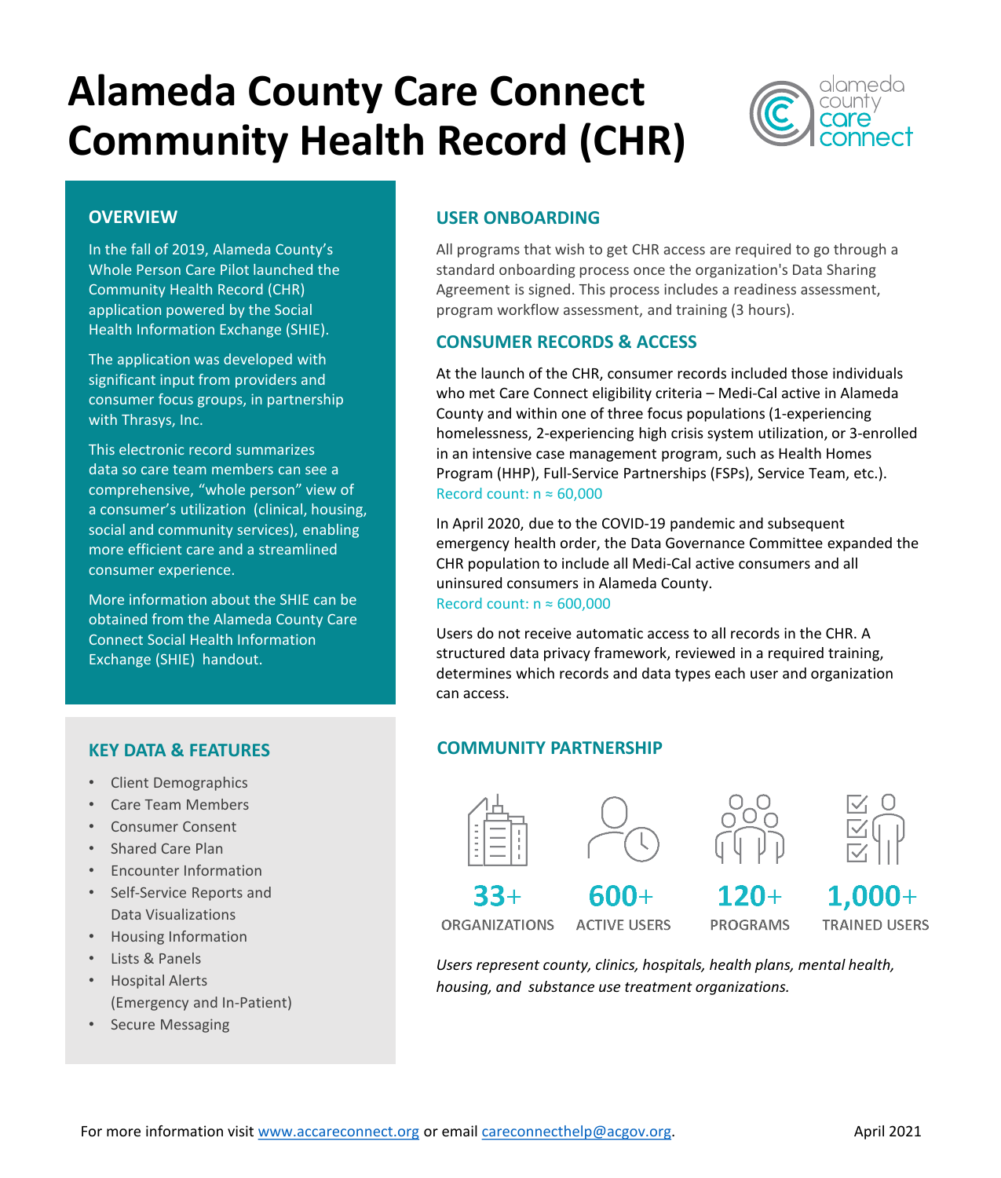# Alameda County Care Connect Community Health Record (CHR)

## OVERVIEW

In the fall of 2019, Alameda County's Whole Person Care Pilot launched the Community Health Record (CHR) application powered by the Social Health Information Exchange (SHIE).

The application was developed with significant input from providers and consumer focus groups, in partnership with Thrasys, Inc.

This electronic record summarizes data so care team members can see a comprehensive, "whole person" view of a consumer's utilization (clinical, housing, social and community services), enabling more efficient care and a streamlined consumer experience.

More information about the SHIE can be obtained from the Alameda County Care Connect Social Health Information Exchange (SHIE) handout.

## KEY DATA & FEATURES

- Client Demographics
- Care Team Members
- Consumer Consent
- Shared Care Plan
- Encounter Information
- Self-Service Reports and Data Visualizations
- Housing Information
- Lists & Panels
- Hospital Alerts (Emergency and In-Patient)
- Secure Messaging

## USER ONBOARDING

All programs that wish to get CHR access are required to go through a standard onboarding process once the organization's Data Sharing Agreement is signed. This process includes a readiness assessment, program workflow assessment, and training (3 hours).

## CONSUMER RECORDS & ACCESS

At the launch of the CHR, consumer records included those individuals who met Care Connect eligibility criteria – Medi-Cal active in Alameda County and within one of three focus populations (1-experiencing homelessness, 2-experiencing high crisis system utilization, or 3-enrolled in an intensive case management program, such as Health Homes Program (HHP), Full-Service Partnerships (FSPs), Service Team, etc.).
Record count: n ≈ 60,000

In April 2020, due to the COVID-19 pandemic and subsequent emergency health order, the Data Governance Committee expanded the CHR population to include all Medi-Cal active consumers and all uninsured consumers in Alameda County.
Record count: n ≈ 600,000

Users do not receive automatic access to all records in the CHR. A structured data privacy framework, reviewed in a required training, determines which records and data types each user and organization can access.

## COMMUNITY PARTNERSHIP

| 33+ | 600+ | 120+ | 1,000+ |
|---|---|---|---|
| ORGANIZATIONS | ACTIVE USERS | PROGRAMS | TRAINED USERS |

*Users represent county, clinics, hospitals, health plans, mental health, housing, and substance use treatment organizations.*

For more information visit www.accareconnect.org or email careconnecthelp@acgov.org.

April 2021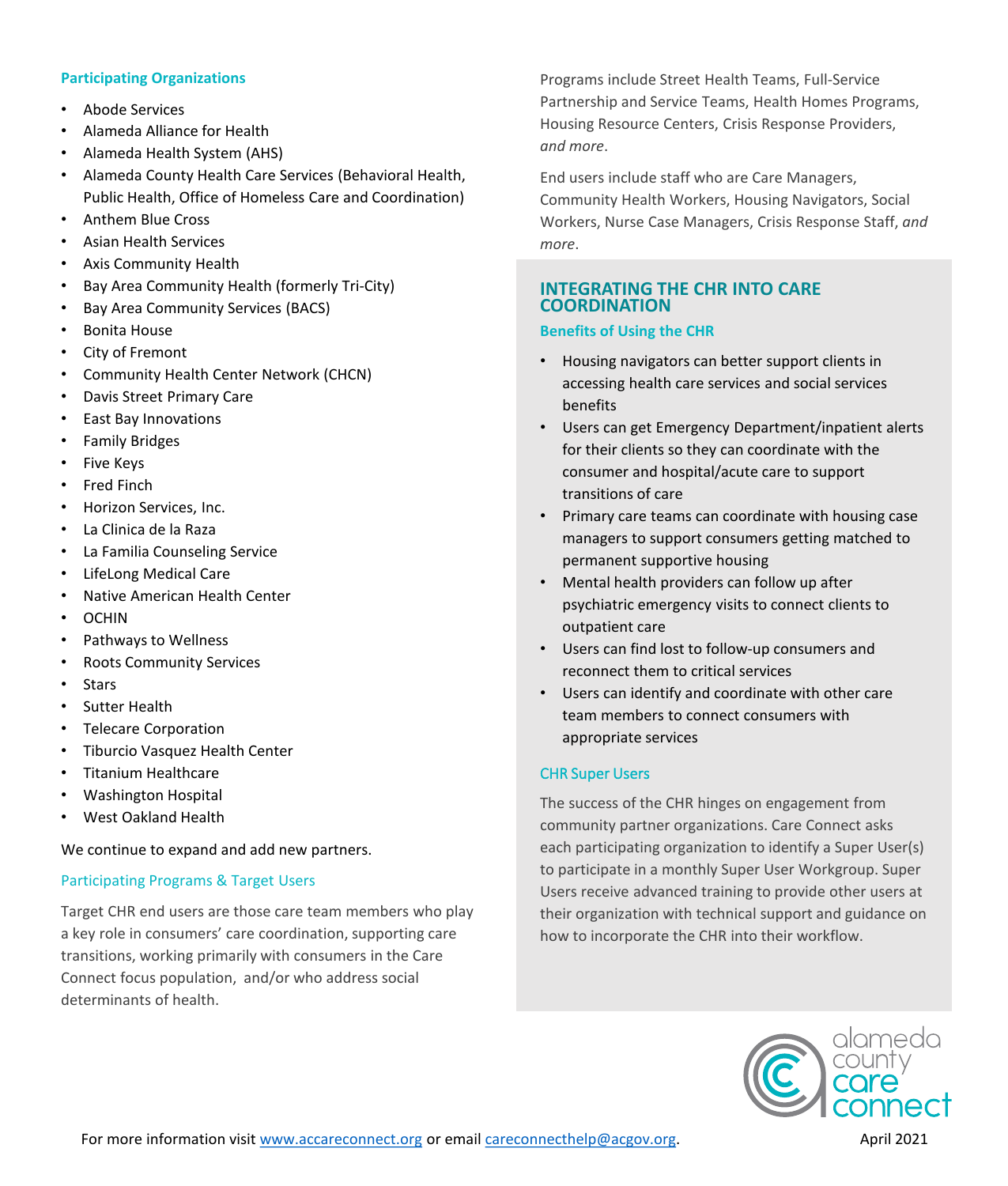### Participating Organizations

- Abode Services
- Alameda Alliance for Health
- Alameda Health System (AHS)
- Alameda County Health Care Services (Behavioral Health, Public Health, Office of Homeless Care and Coordination)
- Anthem Blue Cross
- Asian Health Services
- Axis Community Health
- Bay Area Community Health (formerly Tri-City)
- Bay Area Community Services (BACS)
- Bonita House
- City of Fremont
- Community Health Center Network (CHCN)
- Davis Street Primary Care
- East Bay Innovations
- Family Bridges
- Five Keys
- Fred Finch
- Horizon Services, Inc.
- La Clinica de la Raza
- La Familia Counseling Service
- LifeLong Medical Care
- Native American Health Center
- OCHIN
- Pathways to Wellness
- Roots Community Services
- Stars
- Sutter Health
- Telecare Corporation
- Tiburcio Vasquez Health Center
- Titanium Healthcare
- Washington Hospital
- West Oakland Health

We continue to expand and add new partners.

### Participating Programs & Target Users

Target CHR end users are those care team members who play a key role in consumers' care coordination, supporting care transitions, working primarily with consumers in the Care Connect focus population, and/or who address social determinants of health.

Programs include Street Health Teams, Full-Service Partnership and Service Teams, Health Homes Programs, Housing Resource Centers, Crisis Response Providers, *and more*.

End users include staff who are Care Managers, Community Health Workers, Housing Navigators, Social Workers, Nurse Case Managers, Crisis Response Staff, *and more*.

## INTEGRATING THE CHR INTO CARE COORDINATION

### Benefits of Using the CHR

- Housing navigators can better support clients in accessing health care services and social services benefits
- Users can get Emergency Department/inpatient alerts for their clients so they can coordinate with the consumer and hospital/acute care to support transitions of care
- Primary care teams can coordinate with housing case managers to support consumers getting matched to permanent supportive housing
- Mental health providers can follow up after psychiatric emergency visits to connect clients to outpatient care
- Users can find lost to follow-up consumers and reconnect them to critical services
- Users can identify and coordinate with other care team members to connect consumers with appropriate services

### CHR Super Users

The success of the CHR hinges on engagement from community partner organizations. Care Connect asks each participating organization to identify a Super User(s) to participate in a monthly Super User Workgroup. Super Users receive advanced training to provide other users at their organization with technical support and guidance on how to incorporate the CHR into their workflow.

alameda county care connect

For more information visit www.accareconnect.org or email careconnecthelp@acgov.org.

April 2021